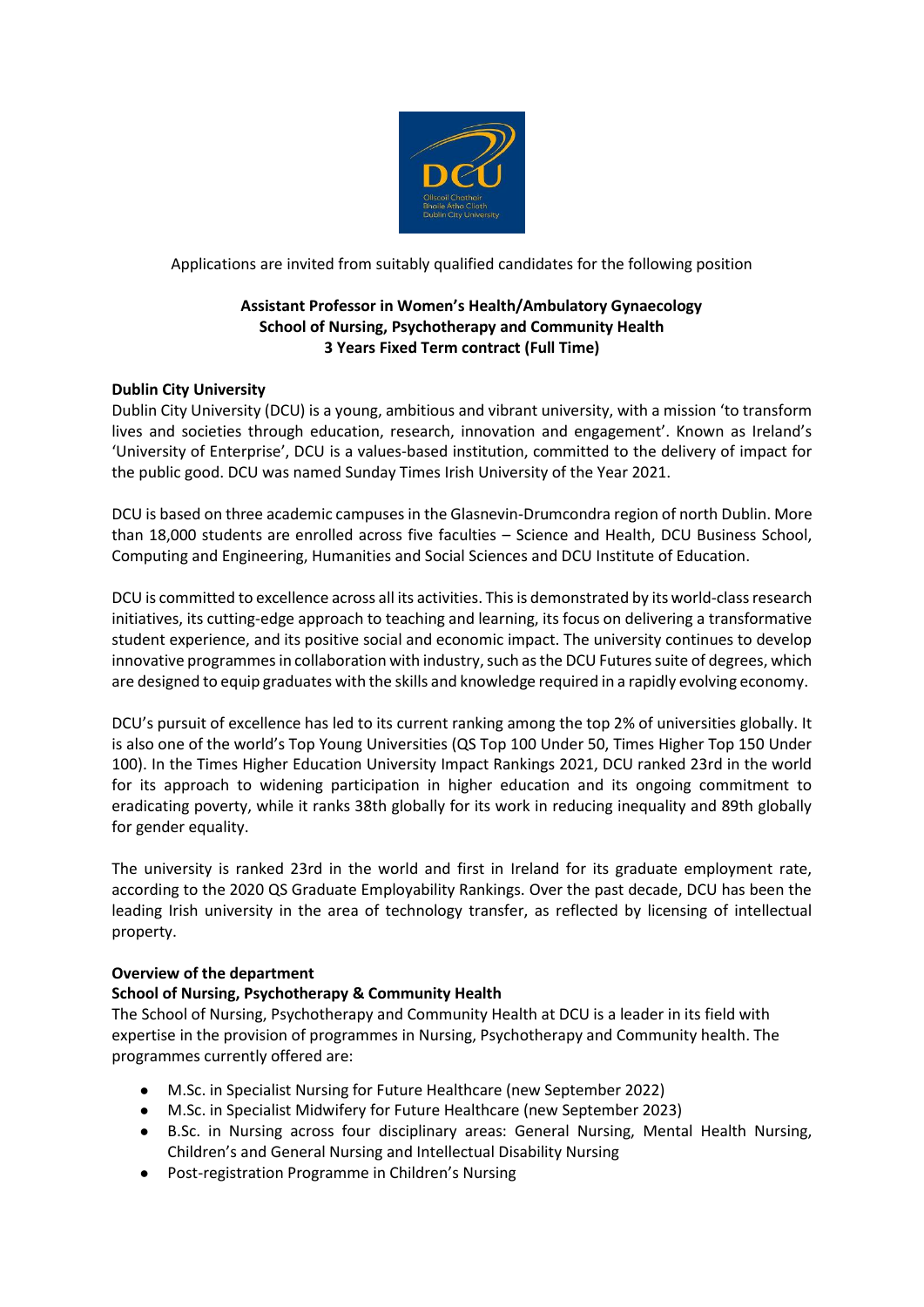Applications are invited from suitably qualified candidates for the following position

**Assistant Professor in Women's Health/Ambulatory Gynaecology**
**School of Nursing, Psychotherapy and Community Health**
**3 Years Fixed Term contract (Full Time)**

**Dublin City University**

Dublin City University (DCU) is a young, ambitious and vibrant university, with a mission 'to transform lives and societies through education, research, innovation and engagement'. Known as Ireland's 'University of Enterprise', DCU is a values-based institution, committed to the delivery of impact for the public good. DCU was named Sunday Times Irish University of the Year 2021.

DCU is based on three academic campuses in the Glasnevin-Drumcondra region of north Dublin. More than 18,000 students are enrolled across five faculties – Science and Health, DCU Business School, Computing and Engineering, Humanities and Social Sciences and DCU Institute of Education.

DCU is committed to excellence across all its activities. This is demonstrated by its world-class research initiatives, its cutting-edge approach to teaching and learning, its focus on delivering a transformative student experience, and its positive social and economic impact. The university continues to develop innovative programmes in collaboration with industry, such as the DCU Futures suite of degrees, which are designed to equip graduates with the skills and knowledge required in a rapidly evolving economy.

DCU's pursuit of excellence has led to its current ranking among the top 2% of universities globally. It is also one of the world's Top Young Universities (QS Top 100 Under 50, Times Higher Top 150 Under 100). In the Times Higher Education University Impact Rankings 2021, DCU ranked 23rd in the world for its approach to widening participation in higher education and its ongoing commitment to eradicating poverty, while it ranks 38th globally for its work in reducing inequality and 89th globally for gender equality.

The university is ranked 23rd in the world and first in Ireland for its graduate employment rate, according to the 2020 QS Graduate Employability Rankings. Over the past decade, DCU has been the leading Irish university in the area of technology transfer, as reflected by licensing of intellectual property.

**Overview of the department**

**School of Nursing, Psychotherapy & Community Health**

The School of Nursing, Psychotherapy and Community Health at DCU is a leader in its field with expertise in the provision of programmes in Nursing, Psychotherapy and Community health. The programmes currently offered are:

- M.Sc. in Specialist Nursing for Future Healthcare (new September 2022)
- M.Sc. in Specialist Midwifery for Future Healthcare (new September 2023)
- B.Sc. in Nursing across four disciplinary areas: General Nursing, Mental Health Nursing, Children's and General Nursing and Intellectual Disability Nursing
- Post-registration Programme in Children's Nursing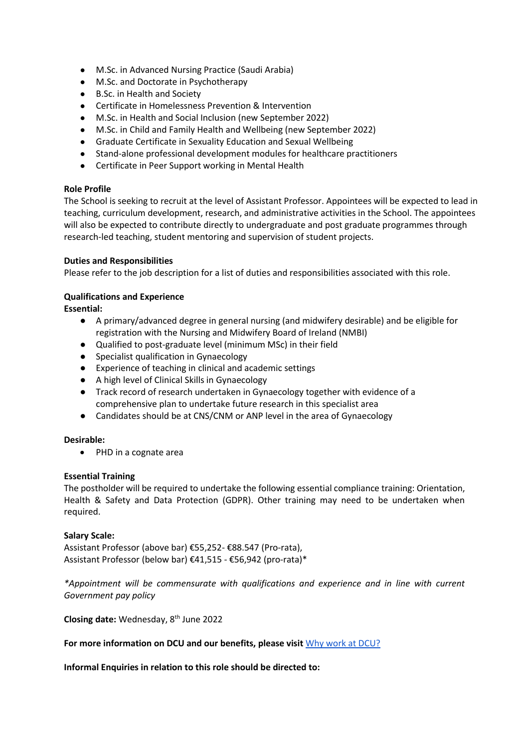- M.Sc. in Advanced Nursing Practice (Saudi Arabia)
- M.Sc. and Doctorate in Psychotherapy
- B.Sc. in Health and Society
- Certificate in Homelessness Prevention & Intervention
- M.Sc. in Health and Social Inclusion (new September 2022)
- M.Sc. in Child and Family Health and Wellbeing (new September 2022)
- Graduate Certificate in Sexuality Education and Sexual Wellbeing
- Stand-alone professional development modules for healthcare practitioners
- Certificate in Peer Support working in Mental Health

**Role Profile**

The School is seeking to recruit at the level of Assistant Professor. Appointees will be expected to lead in teaching, curriculum development, research, and administrative activities in the School. The appointees will also be expected to contribute directly to undergraduate and post graduate programmes through research-led teaching, student mentoring and supervision of student projects.

**Duties and Responsibilities**

Please refer to the job description for a list of duties and responsibilities associated with this role.

**Qualifications and Experience**

**Essential:**

- A primary/advanced degree in general nursing (and midwifery desirable) and be eligible for registration with the Nursing and Midwifery Board of Ireland (NMBI)
- Qualified to post-graduate level (minimum MSc) in their field
- Specialist qualification in Gynaecology
- Experience of teaching in clinical and academic settings
- A high level of Clinical Skills in Gynaecology
- Track record of research undertaken in Gynaecology together with evidence of a comprehensive plan to undertake future research in this specialist area
- Candidates should be at CNS/CNM or ANP level in the area of Gynaecology

**Desirable:**

- PHD in a cognate area

**Essential Training**

The postholder will be required to undertake the following essential compliance training: Orientation, Health & Safety and Data Protection (GDPR). Other training may need to be undertaken when required.

**Salary Scale:**

Assistant Professor (above bar) €55,252- €88.547 (Pro-rata),
Assistant Professor (below bar) €41,515 - €56,942 (pro-rata)*

*\*Appointment will be commensurate with qualifications and experience and in line with current Government pay policy*

**Closing date:** Wednesday, 8th June 2022

**For more information on DCU and our benefits, please visit** [Why work at DCU?]

**Informal Enquiries in relation to this role should be directed to:**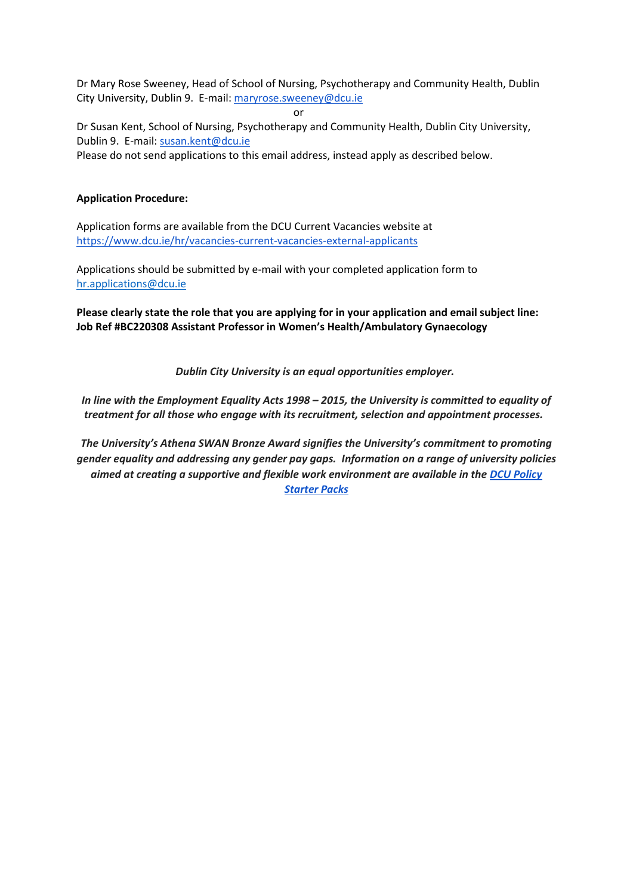Dr Mary Rose Sweeney, Head of School of Nursing, Psychotherapy and Community Health, Dublin City University, Dublin 9. E-mail: maryrose.sweeney@dcu.ie

or

Dr Susan Kent, School of Nursing, Psychotherapy and Community Health, Dublin City University, Dublin 9. E-mail: susan.kent@dcu.ie

Please do not send applications to this email address, instead apply as described below.

**Application Procedure:**

Application forms are available from the DCU Current Vacancies website at https://www.dcu.ie/hr/vacancies-current-vacancies-external-applicants

Applications should be submitted by e-mail with your completed application form to hr.applications@dcu.ie

**Please clearly state the role that you are applying for in your application and email subject line: Job Ref #BC220308 Assistant Professor in Women's Health/Ambulatory Gynaecology**

***Dublin City University is an equal opportunities employer.***

***In line with the Employment Equality Acts 1998 – 2015, the University is committed to equality of treatment for all those who engage with its recruitment, selection and appointment processes.***

***The University's Athena SWAN Bronze Award signifies the University's commitment to promoting gender equality and addressing any gender pay gaps. Information on a range of university policies aimed at creating a supportive and flexible work environment are available in the DCU Policy Starter Packs***